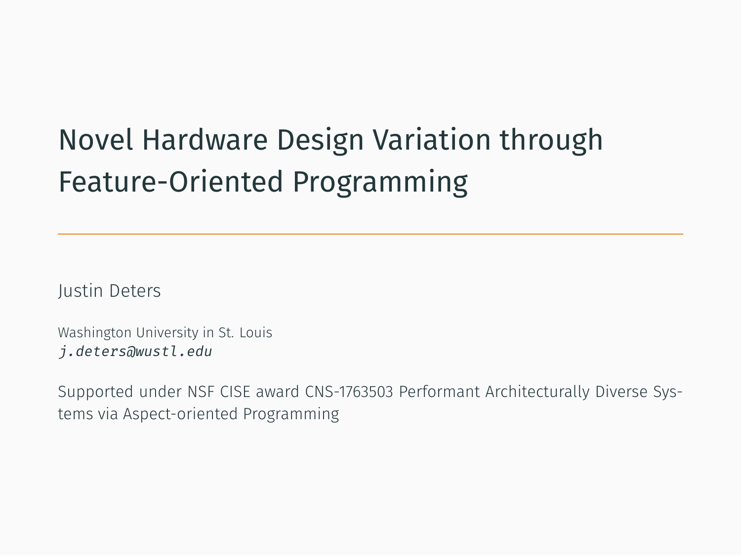# Novel Hardware Design Variation through Feature-Oriented Programming

Justin Deters

Washington University in St. Louis
*j.deters@wustl.edu*

Supported under NSF CISE award CNS-1763503 Performant Architecturally Diverse Systems via Aspect-oriented Programming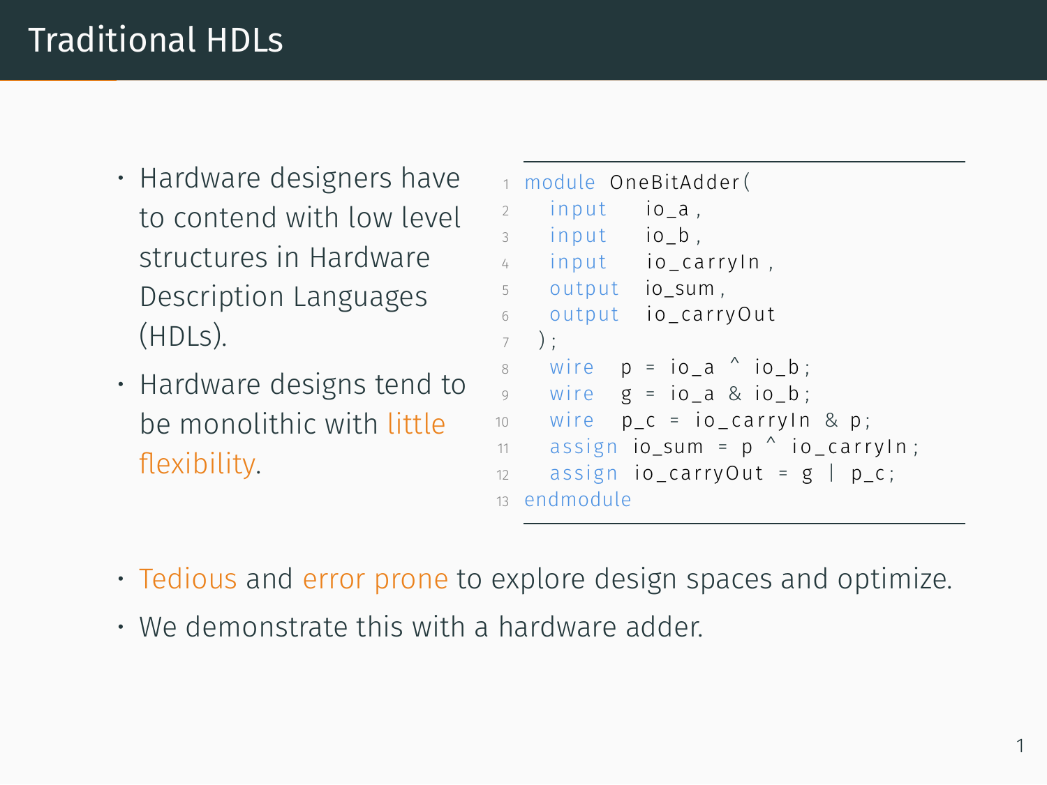# Traditional HDLs

- Hardware designers have to contend with low level structures in Hardware Description Languages (HDLs).
- Hardware designs tend to be monolithic with little flexibility.

```
module OneBitAdder(
  input   io_a,
  input   io_b,
  input   io_carryIn,
  output  io_sum,
  output  io_carryOut
 );
  wire  p = io_a ^ io_b;
  wire  g = io_a & io_b;
  wire  p_c = io_carryIn & p;
  assign io_sum = p ^ io_carryIn;
  assign io_carryOut = g | p_c;
endmodule
```

- Tedious and error prone to explore design spaces and optimize.
- We demonstrate this with a hardware adder.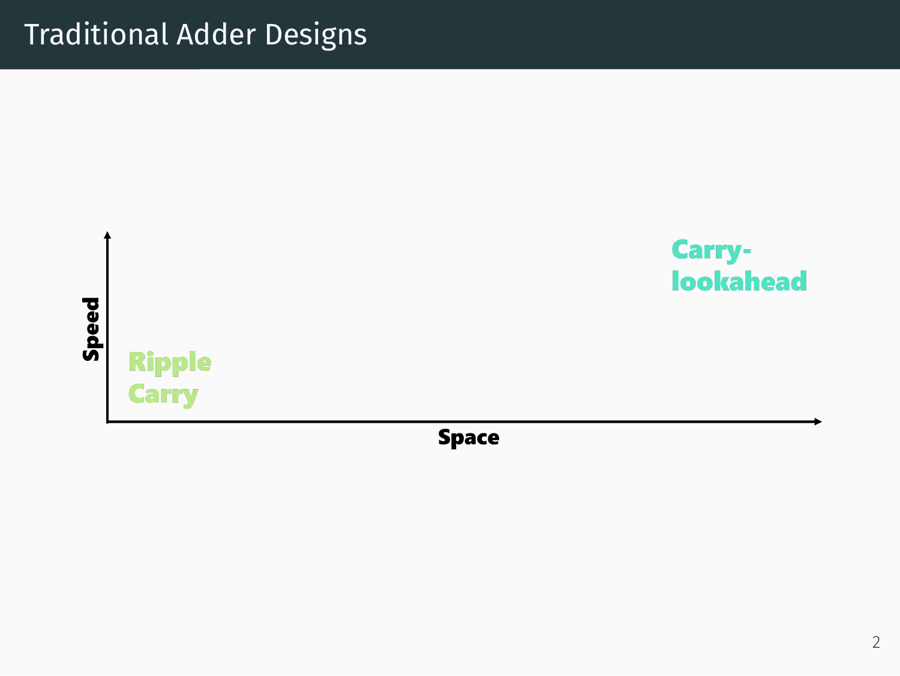# Traditional Adder Designs

Speed

Space

Ripple Carry

Carry-lookahead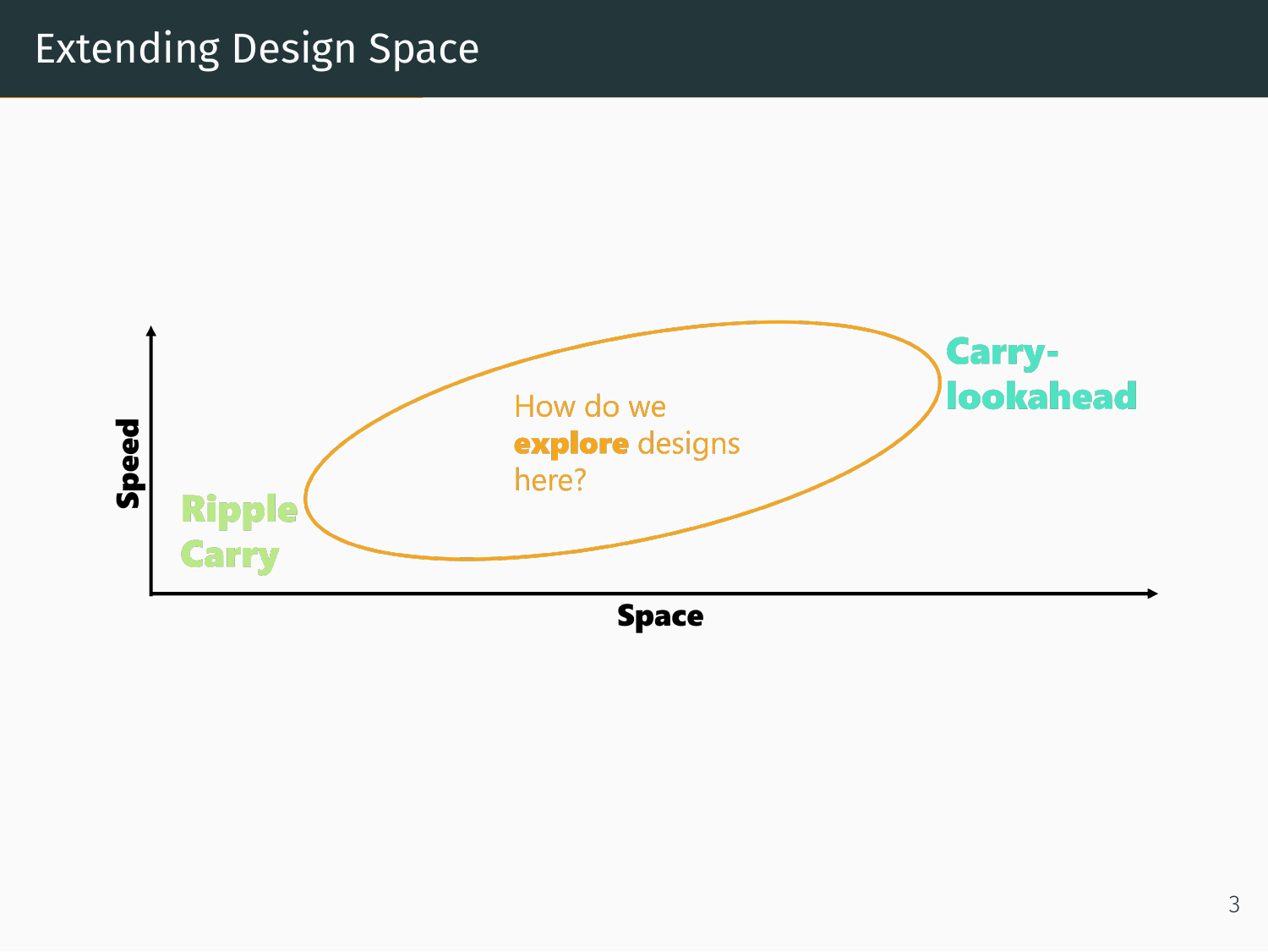# Extending Design Space

Speed

Ripple Carry

How do we **explore** designs here?

Carry-lookahead

Space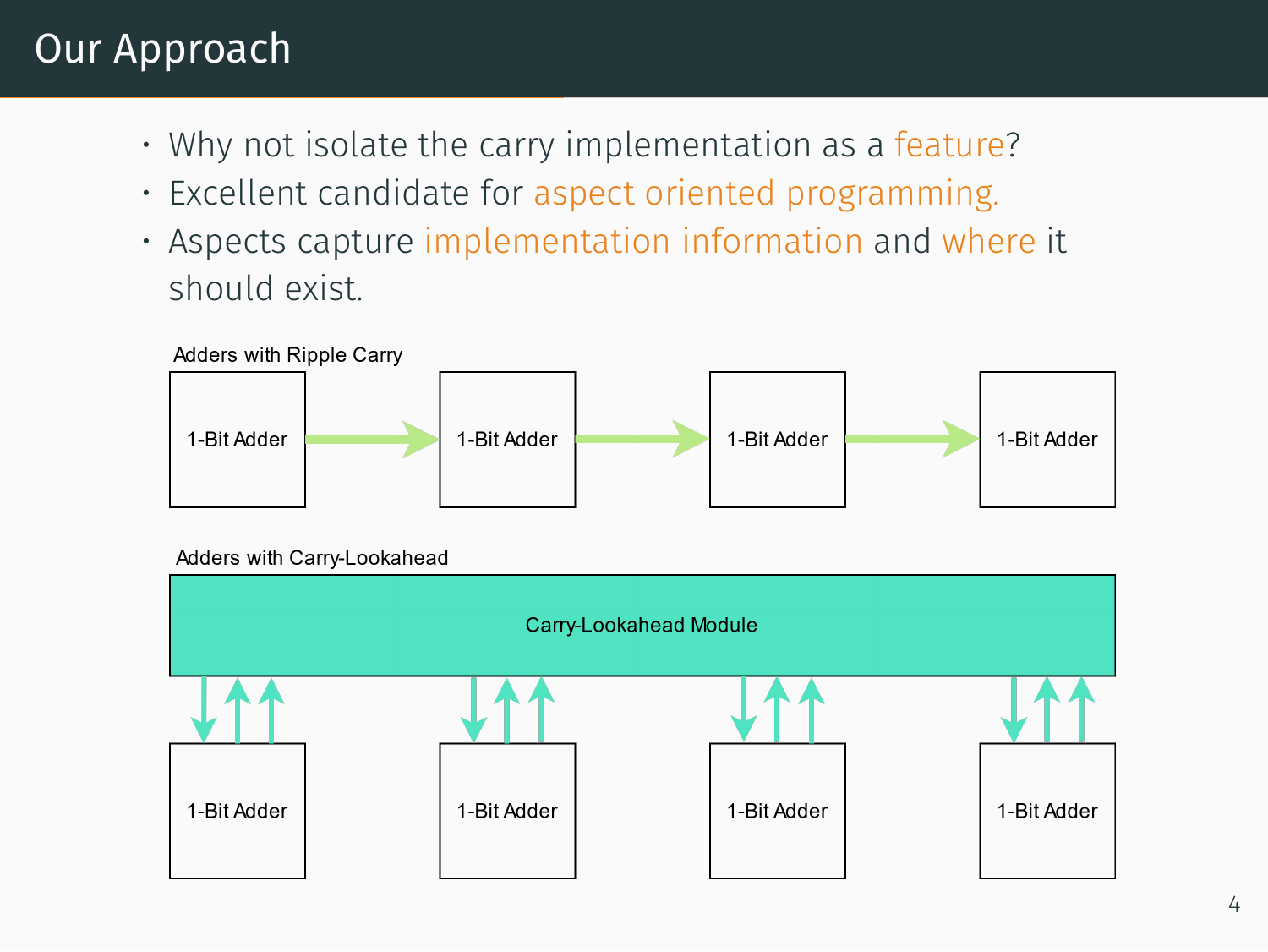# Our Approach

- Why not isolate the carry implementation as a feature?
- Excellent candidate for aspect oriented programming.
- Aspects capture implementation information and where it should exist.

Adders with Ripple Carry

1-Bit Adder → 1-Bit Adder → 1-Bit Adder → 1-Bit Adder

Adders with Carry-Lookahead

Carry-Lookahead Module

1-Bit Adder | 1-Bit Adder | 1-Bit Adder | 1-Bit Adder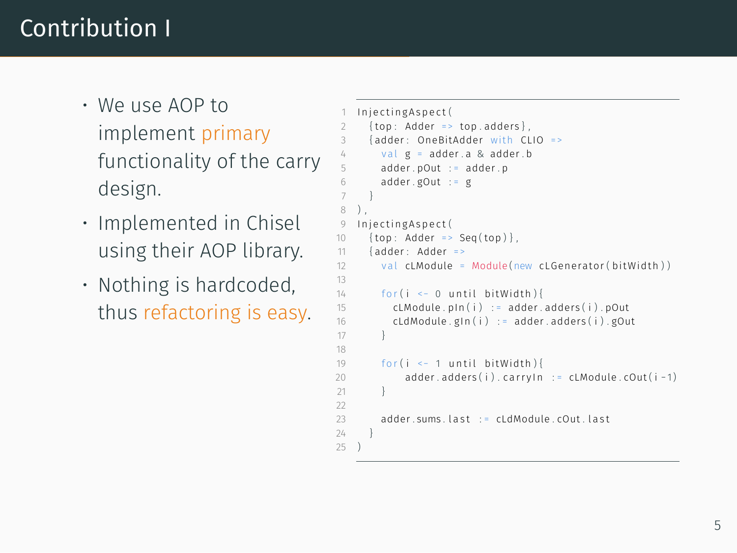# Contribution I

- We use AOP to implement primary functionality of the carry design.
- Implemented in Chisel using their AOP library.
- Nothing is hardcoded, thus refactoring is easy.

```
InjectingAspect(
  {top: Adder => top.adders},
  {adder: OneBitAdder with CLIO =>
    val g = adder.a & adder.b
    adder.pOut := adder.p
    adder.gOut := g
  }
),
InjectingAspect(
  {top: Adder => Seq(top)},
  {adder: Adder =>
    val cLModule = Module(new cLGenerator(bitWidth))

    for(i <- 0 until bitWidth){
      cLModule.pIn(i) := adder.adders(i).pOut
      cLdModule.gIn(i) := adder.adders(i).gOut
    }

    for(i <- 1 until bitWidth){
        adder.adders(i).carryIn := cLModule.cOut(i-1)
    }

    adder.sums.last := cLdModule.cOut.last
  }
)
```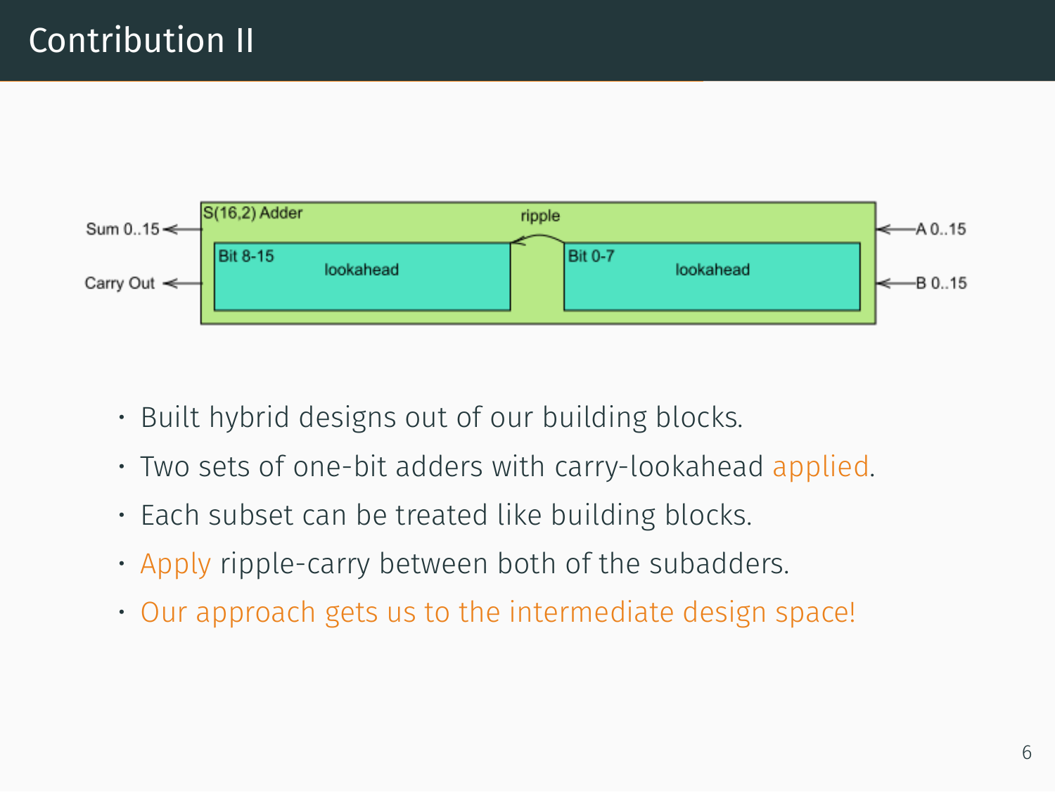# Contribution II

- Built hybrid designs out of our building blocks.
- Two sets of one-bit adders with carry-lookahead applied.
- Each subset can be treated like building blocks.
- Apply ripple-carry between both of the subadders.
- Our approach gets us to the intermediate design space!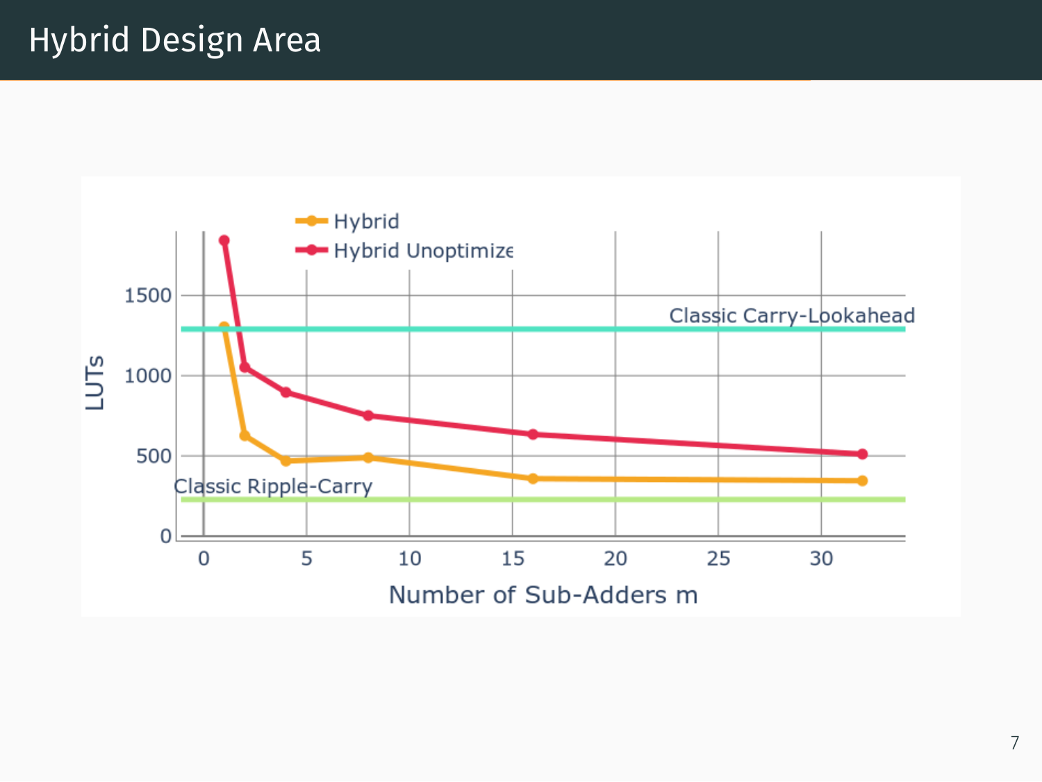# Hybrid Design Area

Hybrid
Hybrid Unoptimize

Classic Carry-Lookahead

Classic Ripple-Carry

LUTs

0
500
1000
1500

0
5
10
15
20
25
30

Number of Sub-Adders m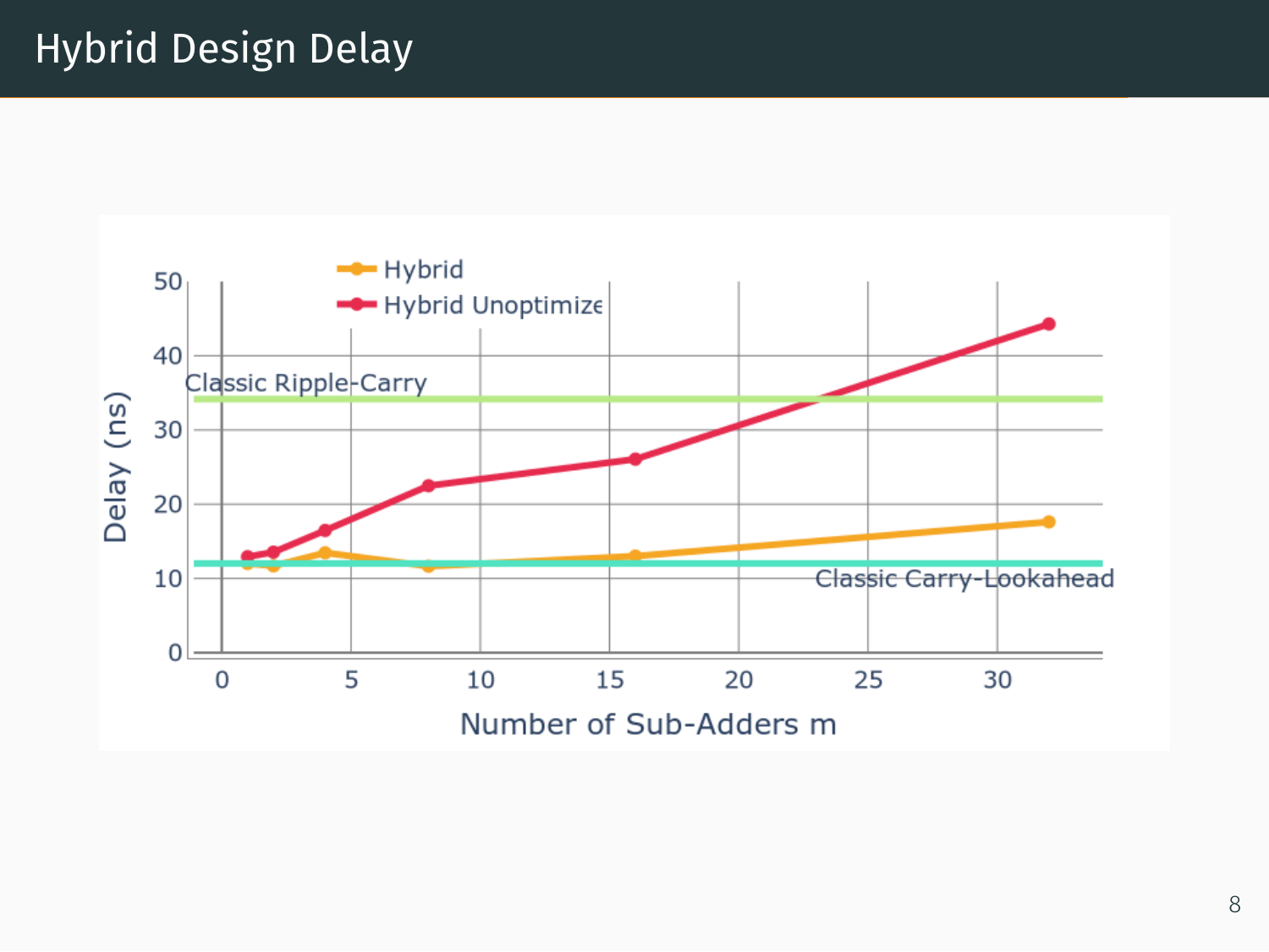# Hybrid Design Delay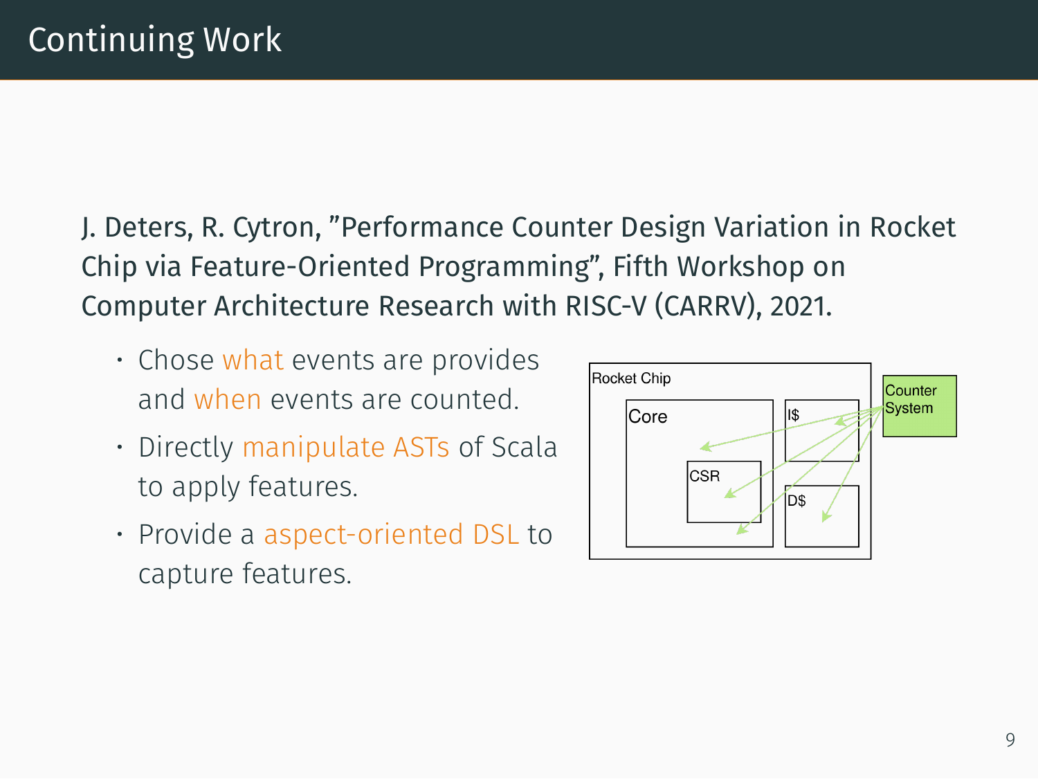# Continuing Work

J. Deters, R. Cytron, ”Performance Counter Design Variation in Rocket Chip via Feature-Oriented Programming”, Fifth Workshop on Computer Architecture Research with RISC-V (CARRV), 2021.

- Chose what events are provides and when events are counted.
- Directly manipulate ASTs of Scala to apply features.
- Provide a aspect-oriented DSL to capture features.

Rocket Chip

Core

CSR

I$

D$

Counter System